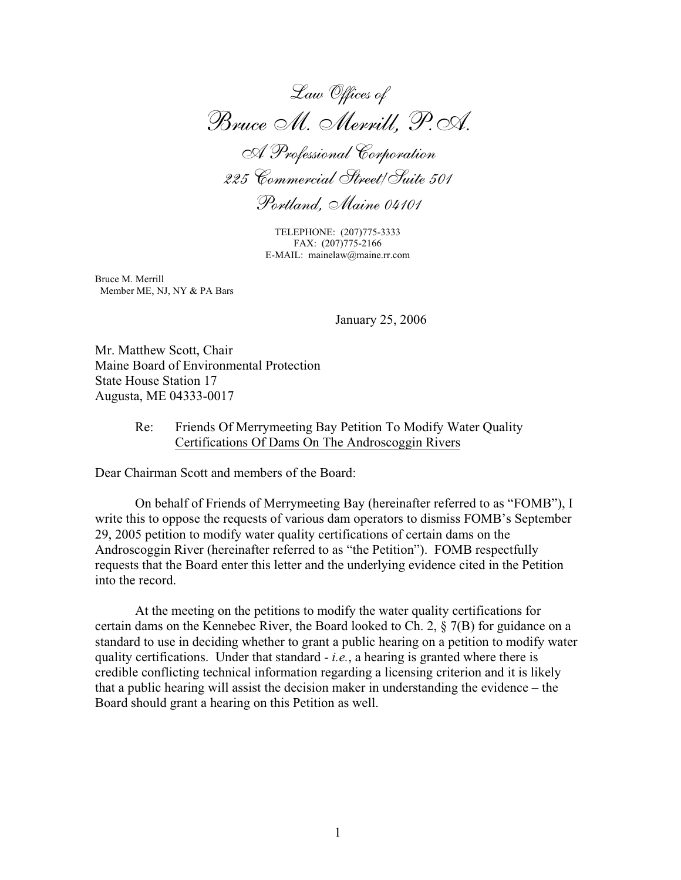*Law Offices of*

# *Bruce M. Merrill, P.A.*

*A Professional Corporation*
*225 Commercial Street/Suite 501*
*Portland, Maine 04101*

TELEPHONE: (207)775-3333
FAX: (207)775-2166
E-MAIL: mainelaw@maine.rr.com

Bruce M. Merrill
Member ME, NJ, NY & PA Bars

January 25, 2006

Mr. Matthew Scott, Chair
Maine Board of Environmental Protection
State House Station 17
Augusta, ME 04333-0017

Re: Friends Of Merrymeeting Bay Petition To Modify Water Quality Certifications Of Dams On The Androscoggin Rivers

Dear Chairman Scott and members of the Board:

On behalf of Friends of Merrymeeting Bay (hereinafter referred to as "FOMB"), I write this to oppose the requests of various dam operators to dismiss FOMB's September 29, 2005 petition to modify water quality certifications of certain dams on the Androscoggin River (hereinafter referred to as "the Petition"). FOMB respectfully requests that the Board enter this letter and the underlying evidence cited in the Petition into the record.

At the meeting on the petitions to modify the water quality certifications for certain dams on the Kennebec River, the Board looked to Ch. 2, § 7(B) for guidance on a standard to use in deciding whether to grant a public hearing on a petition to modify water quality certifications. Under that standard - *i.e.*, a hearing is granted where there is credible conflicting technical information regarding a licensing criterion and it is likely that a public hearing will assist the decision maker in understanding the evidence – the Board should grant a hearing on this Petition as well.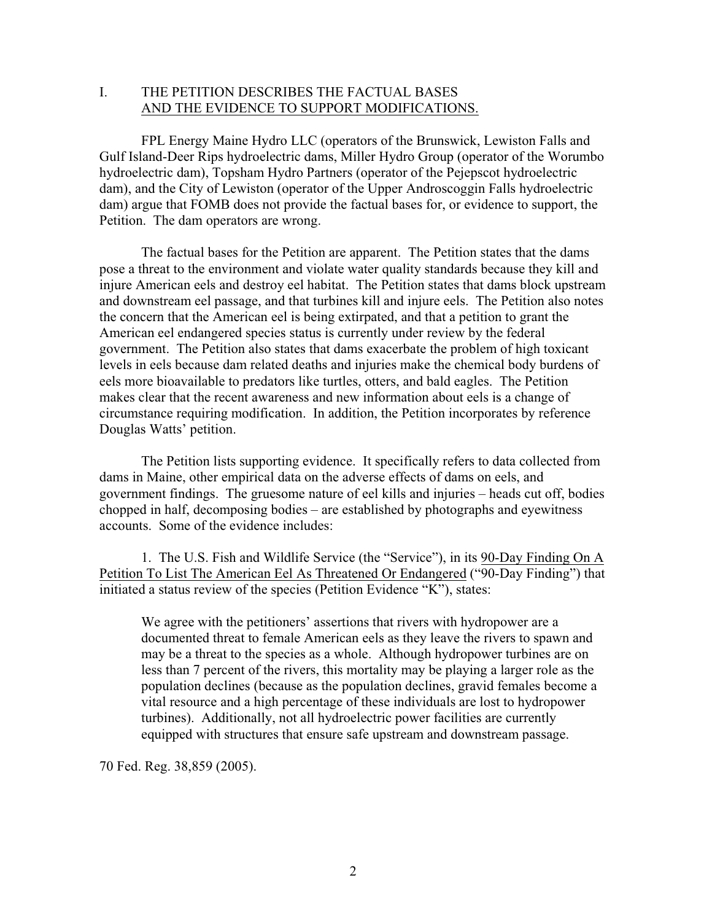## I. THE PETITION DESCRIBES THE FACTUAL BASES AND THE EVIDENCE TO SUPPORT MODIFICATIONS.

FPL Energy Maine Hydro LLC (operators of the Brunswick, Lewiston Falls and Gulf Island-Deer Rips hydroelectric dams, Miller Hydro Group (operator of the Worumbo hydroelectric dam), Topsham Hydro Partners (operator of the Pejepscot hydroelectric dam), and the City of Lewiston (operator of the Upper Androscoggin Falls hydroelectric dam) argue that FOMB does not provide the factual bases for, or evidence to support, the Petition. The dam operators are wrong.

The factual bases for the Petition are apparent. The Petition states that the dams pose a threat to the environment and violate water quality standards because they kill and injure American eels and destroy eel habitat. The Petition states that dams block upstream and downstream eel passage, and that turbines kill and injure eels. The Petition also notes the concern that the American eel is being extirpated, and that a petition to grant the American eel endangered species status is currently under review by the federal government. The Petition also states that dams exacerbate the problem of high toxicant levels in eels because dam related deaths and injuries make the chemical body burdens of eels more bioavailable to predators like turtles, otters, and bald eagles. The Petition makes clear that the recent awareness and new information about eels is a change of circumstance requiring modification. In addition, the Petition incorporates by reference Douglas Watts' petition.

The Petition lists supporting evidence. It specifically refers to data collected from dams in Maine, other empirical data on the adverse effects of dams on eels, and government findings. The gruesome nature of eel kills and injuries – heads cut off, bodies chopped in half, decomposing bodies – are established by photographs and eyewitness accounts. Some of the evidence includes:

1. The U.S. Fish and Wildlife Service (the "Service"), in its <u>90-Day Finding On A Petition To List The American Eel As Threatened Or Endangered</u> ("90-Day Finding") that initiated a status review of the species (Petition Evidence "K"), states:

> We agree with the petitioners' assertions that rivers with hydropower are a documented threat to female American eels as they leave the rivers to spawn and may be a threat to the species as a whole. Although hydropower turbines are on less than 7 percent of the rivers, this mortality may be playing a larger role as the population declines (because as the population declines, gravid females become a vital resource and a high percentage of these individuals are lost to hydropower turbines). Additionally, not all hydroelectric power facilities are currently equipped with structures that ensure safe upstream and downstream passage.

70 Fed. Reg. 38,859 (2005).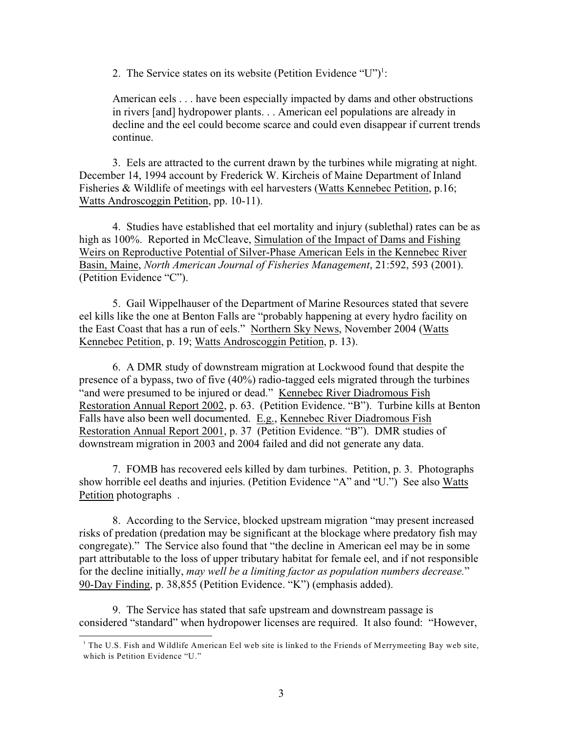2. The Service states on its website (Petition Evidence "U")[1]:

> American eels . . . have been especially impacted by dams and other obstructions in rivers [and] hydropower plants. . . American eel populations are already in decline and the eel could become scarce and could even disappear if current trends continue.

3. Eels are attracted to the current drawn by the turbines while migrating at night. December 14, 1994 account by Frederick W. Kircheis of Maine Department of Inland Fisheries & Wildlife of meetings with eel harvesters (Watts Kennebec Petition, p.16; Watts Androscoggin Petition, pp. 10-11).

4. Studies have established that eel mortality and injury (sublethal) rates can be as high as 100%. Reported in McCleave, Simulation of the Impact of Dams and Fishing Weirs on Reproductive Potential of Silver-Phase American Eels in the Kennebec River Basin, Maine, *North American Journal of Fisheries Management*, 21:592, 593 (2001). (Petition Evidence "C").

5. Gail Wippelhauser of the Department of Marine Resources stated that severe eel kills like the one at Benton Falls are "probably happening at every hydro facility on the East Coast that has a run of eels." Northern Sky News, November 2004 (Watts Kennebec Petition, p. 19; Watts Androscoggin Petition, p. 13).

6. A DMR study of downstream migration at Lockwood found that despite the presence of a bypass, two of five (40%) radio-tagged eels migrated through the turbines "and were presumed to be injured or dead." Kennebec River Diadromous Fish Restoration Annual Report 2002, p. 63. (Petition Evidence. "B"). Turbine kills at Benton Falls have also been well documented. E.g., Kennebec River Diadromous Fish Restoration Annual Report 2001, p. 37 (Petition Evidence. "B"). DMR studies of downstream migration in 2003 and 2004 failed and did not generate any data.

7. FOMB has recovered eels killed by dam turbines. Petition, p. 3. Photographs show horrible eel deaths and injuries. (Petition Evidence "A" and "U.") See also Watts Petition photographs .

8. According to the Service, blocked upstream migration "may present increased risks of predation (predation may be significant at the blockage where predatory fish may congregate)." The Service also found that "the decline in American eel may be in some part attributable to the loss of upper tributary habitat for female eel, and if not responsible for the decline initially, *may well be a limiting factor as population numbers decrease.*" 90-Day Finding, p. 38,855 (Petition Evidence. "K") (emphasis added).

9. The Service has stated that safe upstream and downstream passage is considered "standard" when hydropower licenses are required. It also found: "However,

---

[1] The U.S. Fish and Wildlife American Eel web site is linked to the Friends of Merrymeeting Bay web site, which is Petition Evidence "U."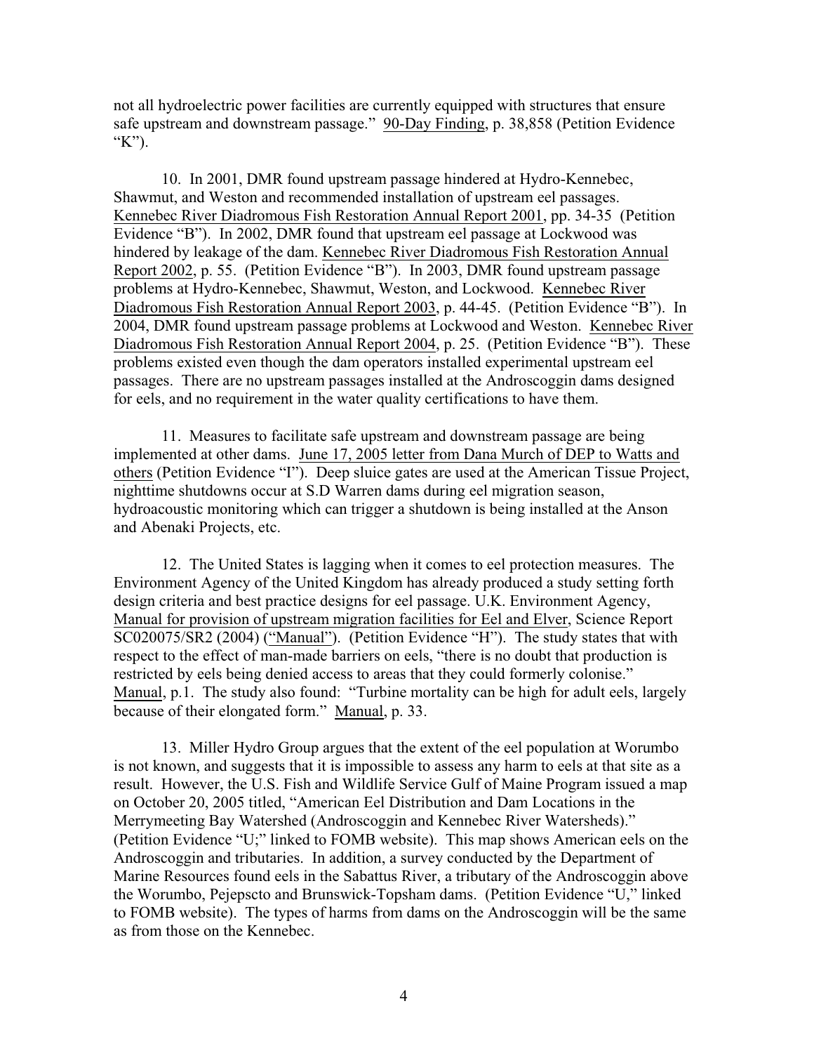not all hydroelectric power facilities are currently equipped with structures that ensure safe upstream and downstream passage." 90-Day Finding, p. 38,858 (Petition Evidence "K").

10. In 2001, DMR found upstream passage hindered at Hydro-Kennebec, Shawmut, and Weston and recommended installation of upstream eel passages. Kennebec River Diadromous Fish Restoration Annual Report 2001, pp. 34-35 (Petition Evidence "B"). In 2002, DMR found that upstream eel passage at Lockwood was hindered by leakage of the dam. Kennebec River Diadromous Fish Restoration Annual Report 2002, p. 55. (Petition Evidence "B"). In 2003, DMR found upstream passage problems at Hydro-Kennebec, Shawmut, Weston, and Lockwood. Kennebec River Diadromous Fish Restoration Annual Report 2003, p. 44-45. (Petition Evidence "B"). In 2004, DMR found upstream passage problems at Lockwood and Weston. Kennebec River Diadromous Fish Restoration Annual Report 2004, p. 25. (Petition Evidence "B"). These problems existed even though the dam operators installed experimental upstream eel passages. There are no upstream passages installed at the Androscoggin dams designed for eels, and no requirement in the water quality certifications to have them.

11. Measures to facilitate safe upstream and downstream passage are being implemented at other dams. June 17, 2005 letter from Dana Murch of DEP to Watts and others (Petition Evidence "I"). Deep sluice gates are used at the American Tissue Project, nighttime shutdowns occur at S.D Warren dams during eel migration season, hydroacoustic monitoring which can trigger a shutdown is being installed at the Anson and Abenaki Projects, etc.

12. The United States is lagging when it comes to eel protection measures. The Environment Agency of the United Kingdom has already produced a study setting forth design criteria and best practice designs for eel passage. U.K. Environment Agency, Manual for provision of upstream migration facilities for Eel and Elver, Science Report SC020075/SR2 (2004) ("Manual"). (Petition Evidence "H"). The study states that with respect to the effect of man-made barriers on eels, "there is no doubt that production is restricted by eels being denied access to areas that they could formerly colonise." Manual, p.1. The study also found: "Turbine mortality can be high for adult eels, largely because of their elongated form." Manual, p. 33.

13. Miller Hydro Group argues that the extent of the eel population at Worumbo is not known, and suggests that it is impossible to assess any harm to eels at that site as a result. However, the U.S. Fish and Wildlife Service Gulf of Maine Program issued a map on October 20, 2005 titled, "American Eel Distribution and Dam Locations in the Merrymeeting Bay Watershed (Androscoggin and Kennebec River Watersheds)." (Petition Evidence "U;" linked to FOMB website). This map shows American eels on the Androscoggin and tributaries. In addition, a survey conducted by the Department of Marine Resources found eels in the Sabattus River, a tributary of the Androscoggin above the Worumbo, Pejepscto and Brunswick-Topsham dams. (Petition Evidence "U," linked to FOMB website). The types of harms from dams on the Androscoggin will be the same as from those on the Kennebec.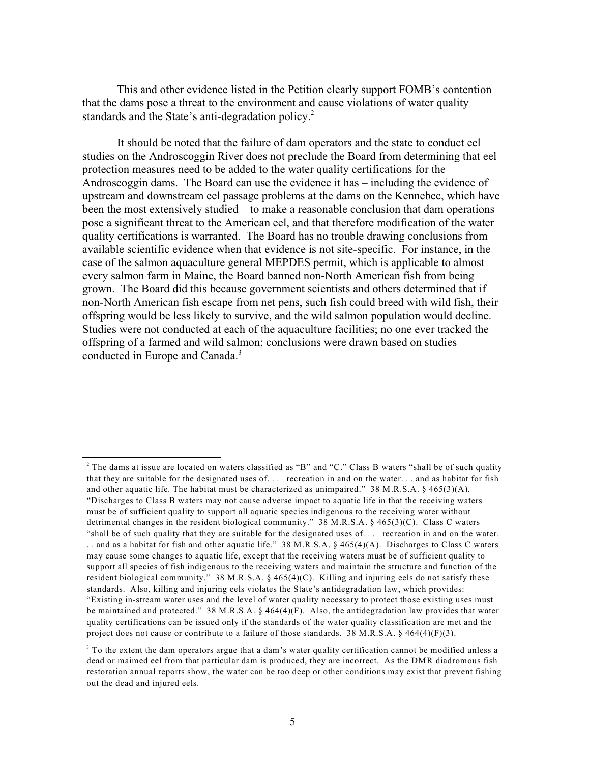This and other evidence listed in the Petition clearly support FOMB's contention that the dams pose a threat to the environment and cause violations of water quality standards and the State's anti-degradation policy.[2]

It should be noted that the failure of dam operators and the state to conduct eel studies on the Androscoggin River does not preclude the Board from determining that eel protection measures need to be added to the water quality certifications for the Androscoggin dams. The Board can use the evidence it has – including the evidence of upstream and downstream eel passage problems at the dams on the Kennebec, which have been the most extensively studied – to make a reasonable conclusion that dam operations pose a significant threat to the American eel, and that therefore modification of the water quality certifications is warranted. The Board has no trouble drawing conclusions from available scientific evidence when that evidence is not site-specific. For instance, in the case of the salmon aquaculture general MEPDES permit, which is applicable to almost every salmon farm in Maine, the Board banned non-North American fish from being grown. The Board did this because government scientists and others determined that if non-North American fish escape from net pens, such fish could breed with wild fish, their offspring would be less likely to survive, and the wild salmon population would decline. Studies were not conducted at each of the aquaculture facilities; no one ever tracked the offspring of a farmed and wild salmon; conclusions were drawn based on studies conducted in Europe and Canada.[3]

---

[2] The dams at issue are located on waters classified as "B" and "C." Class B waters "shall be of such quality that they are suitable for the designated uses of. . . recreation in and on the water. . . and as habitat for fish and other aquatic life. The habitat must be characterized as unimpaired." 38 M.R.S.A. § 465(3)(A). "Discharges to Class B waters may not cause adverse impact to aquatic life in that the receiving waters must be of sufficient quality to support all aquatic species indigenous to the receiving water without detrimental changes in the resident biological community." 38 M.R.S.A. § 465(3)(C). Class C waters "shall be of such quality that they are suitable for the designated uses of. . . recreation in and on the water. . . and as a habitat for fish and other aquatic life." 38 M.R.S.A. § 465(4)(A). Discharges to Class C waters may cause some changes to aquatic life, except that the receiving waters must be of sufficient quality to support all species of fish indigenous to the receiving waters and maintain the structure and function of the resident biological community." 38 M.R.S.A. § 465(4)(C). Killing and injuring eels do not satisfy these standards. Also, killing and injuring eels violates the State's antidegradation law, which provides: "Existing in-stream water uses and the level of water quality necessary to protect those existing uses must be maintained and protected." 38 M.R.S.A. § 464(4)(F). Also, the antidegradation law provides that water quality certifications can be issued only if the standards of the water quality classification are met and the project does not cause or contribute to a failure of those standards. 38 M.R.S.A. § 464(4)(F)(3).

[3] To the extent the dam operators argue that a dam's water quality certification cannot be modified unless a dead or maimed eel from that particular dam is produced, they are incorrect. As the DMR diadromous fish restoration annual reports show, the water can be too deep or other conditions may exist that prevent fishing out the dead and injured eels.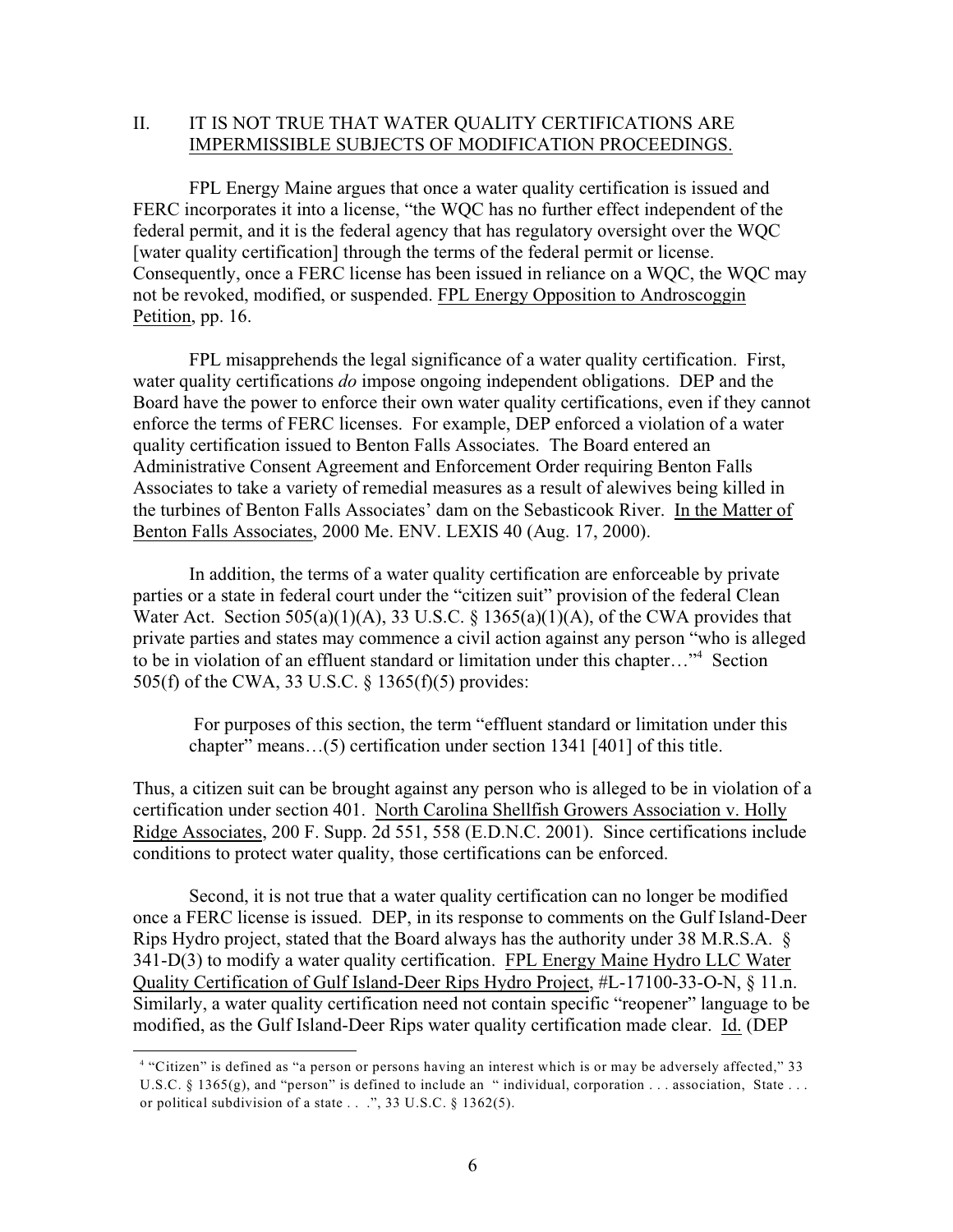## II. IT IS NOT TRUE THAT WATER QUALITY CERTIFICATIONS ARE <u>IMPERMISSIBLE SUBJECTS OF MODIFICATION PROCEEDINGS.</u>

FPL Energy Maine argues that once a water quality certification is issued and FERC incorporates it into a license, "the WQC has no further effect independent of the federal permit, and it is the federal agency that has regulatory oversight over the WQC [water quality certification] through the terms of the federal permit or license. Consequently, once a FERC license has been issued in reliance on a WQC, the WQC may not be revoked, modified, or suspended. <u>FPL Energy Opposition to Androscoggin Petition</u>, pp. 16.

FPL misapprehends the legal significance of a water quality certification. First, water quality certifications *do* impose ongoing independent obligations. DEP and the Board have the power to enforce their own water quality certifications, even if they cannot enforce the terms of FERC licenses. For example, DEP enforced a violation of a water quality certification issued to Benton Falls Associates. The Board entered an Administrative Consent Agreement and Enforcement Order requiring Benton Falls Associates to take a variety of remedial measures as a result of alewives being killed in the turbines of Benton Falls Associates' dam on the Sebasticook River. <u>In the Matter of Benton Falls Associates</u>, 2000 Me. ENV. LEXIS 40 (Aug. 17, 2000).

In addition, the terms of a water quality certification are enforceable by private parties or a state in federal court under the "citizen suit" provision of the federal Clean Water Act. Section 505(a)(1)(A), 33 U.S.C. § 1365(a)(1)(A), of the CWA provides that private parties and states may commence a civil action against any person "who is alleged to be in violation of an effluent standard or limitation under this chapter…"[4] Section 505(f) of the CWA, 33 U.S.C. § 1365(f)(5) provides:

> For purposes of this section, the term "effluent standard or limitation under this chapter" means…(5) certification under section 1341 [401] of this title.

Thus, a citizen suit can be brought against any person who is alleged to be in violation of a certification under section 401. <u>North Carolina Shellfish Growers Association v. Holly Ridge Associates</u>, 200 F. Supp. 2d 551, 558 (E.D.N.C. 2001). Since certifications include conditions to protect water quality, those certifications can be enforced.

Second, it is not true that a water quality certification can no longer be modified once a FERC license is issued. DEP, in its response to comments on the Gulf Island-Deer Rips Hydro project, stated that the Board always has the authority under 38 M.R.S.A. § 341-D(3) to modify a water quality certification. <u>FPL Energy Maine Hydro LLC Water Quality Certification of Gulf Island-Deer Rips Hydro Project</u>, #L-17100-33-O-N, § 11.n. Similarly, a water quality certification need not contain specific "reopener" language to be modified, as the Gulf Island-Deer Rips water quality certification made clear. <u>Id.</u> (DEP

---

[4] "Citizen" is defined as "a person or persons having an interest which is or may be adversely affected," 33 U.S.C. § 1365(g), and "person" is defined to include an " individual, corporation . . . association, State . . . or political subdivision of a state . . .", 33 U.S.C. § 1362(5).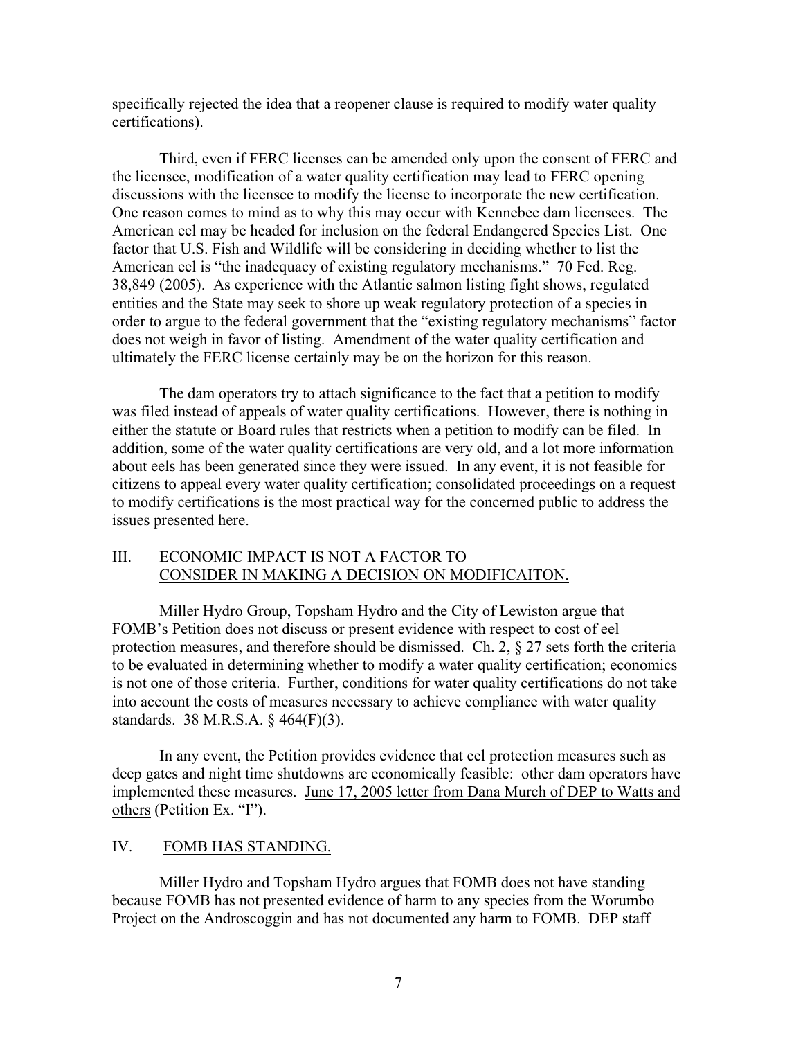specifically rejected the idea that a reopener clause is required to modify water quality certifications).

Third, even if FERC licenses can be amended only upon the consent of FERC and the licensee, modification of a water quality certification may lead to FERC opening discussions with the licensee to modify the license to incorporate the new certification. One reason comes to mind as to why this may occur with Kennebec dam licensees. The American eel may be headed for inclusion on the federal Endangered Species List. One factor that U.S. Fish and Wildlife will be considering in deciding whether to list the American eel is "the inadequacy of existing regulatory mechanisms." 70 Fed. Reg. 38,849 (2005). As experience with the Atlantic salmon listing fight shows, regulated entities and the State may seek to shore up weak regulatory protection of a species in order to argue to the federal government that the "existing regulatory mechanisms" factor does not weigh in favor of listing. Amendment of the water quality certification and ultimately the FERC license certainly may be on the horizon for this reason.

The dam operators try to attach significance to the fact that a petition to modify was filed instead of appeals of water quality certifications. However, there is nothing in either the statute or Board rules that restricts when a petition to modify can be filed. In addition, some of the water quality certifications are very old, and a lot more information about eels has been generated since they were issued. In any event, it is not feasible for citizens to appeal every water quality certification; consolidated proceedings on a request to modify certifications is the most practical way for the concerned public to address the issues presented here.

## III. ECONOMIC IMPACT IS NOT A FACTOR TO CONSIDER IN MAKING A DECISION ON MODIFICAITON.

Miller Hydro Group, Topsham Hydro and the City of Lewiston argue that FOMB's Petition does not discuss or present evidence with respect to cost of eel protection measures, and therefore should be dismissed. Ch. 2, § 27 sets forth the criteria to be evaluated in determining whether to modify a water quality certification; economics is not one of those criteria. Further, conditions for water quality certifications do not take into account the costs of measures necessary to achieve compliance with water quality standards. 38 M.R.S.A. § 464(F)(3).

In any event, the Petition provides evidence that eel protection measures such as deep gates and night time shutdowns are economically feasible: other dam operators have implemented these measures. June 17, 2005 letter from Dana Murch of DEP to Watts and others (Petition Ex. "I").

## IV. FOMB HAS STANDING.

Miller Hydro and Topsham Hydro argues that FOMB does not have standing because FOMB has not presented evidence of harm to any species from the Worumbo Project on the Androscoggin and has not documented any harm to FOMB. DEP staff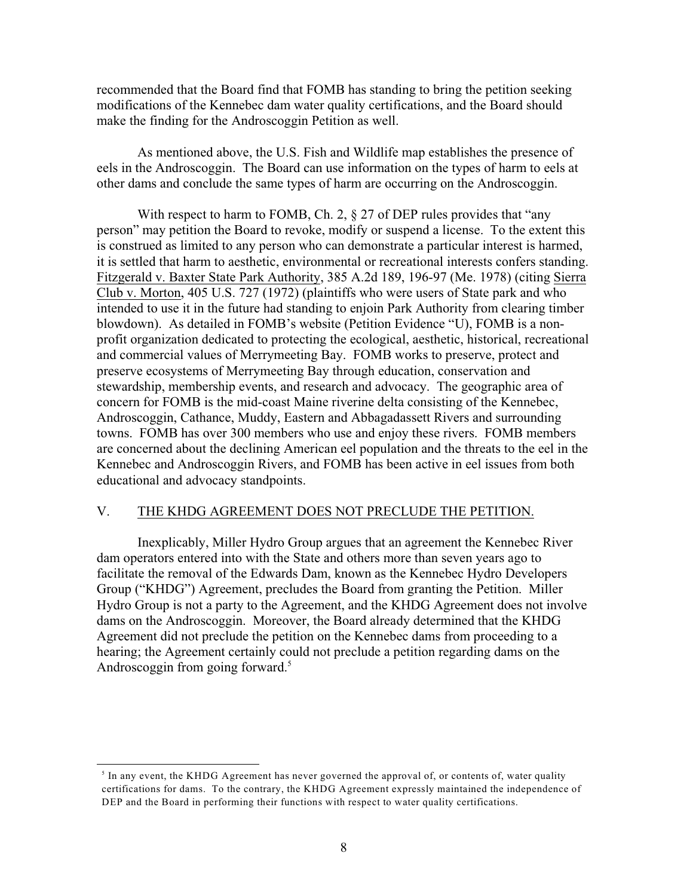recommended that the Board find that FOMB has standing to bring the petition seeking modifications of the Kennebec dam water quality certifications, and the Board should make the finding for the Androscoggin Petition as well.

As mentioned above, the U.S. Fish and Wildlife map establishes the presence of eels in the Androscoggin. The Board can use information on the types of harm to eels at other dams and conclude the same types of harm are occurring on the Androscoggin.

With respect to harm to FOMB, Ch. 2, § 27 of DEP rules provides that "any person" may petition the Board to revoke, modify or suspend a license. To the extent this is construed as limited to any person who can demonstrate a particular interest is harmed, it is settled that harm to aesthetic, environmental or recreational interests confers standing. Fitzgerald v. Baxter State Park Authority, 385 A.2d 189, 196-97 (Me. 1978) (citing Sierra Club v. Morton, 405 U.S. 727 (1972) (plaintiffs who were users of State park and who intended to use it in the future had standing to enjoin Park Authority from clearing timber blowdown). As detailed in FOMB's website (Petition Evidence "U), FOMB is a non-profit organization dedicated to protecting the ecological, aesthetic, historical, recreational and commercial values of Merrymeeting Bay. FOMB works to preserve, protect and preserve ecosystems of Merrymeeting Bay through education, conservation and stewardship, membership events, and research and advocacy. The geographic area of concern for FOMB is the mid-coast Maine riverine delta consisting of the Kennebec, Androscoggin, Cathance, Muddy, Eastern and Abbagadassett Rivers and surrounding towns. FOMB has over 300 members who use and enjoy these rivers. FOMB members are concerned about the declining American eel population and the threats to the eel in the Kennebec and Androscoggin Rivers, and FOMB has been active in eel issues from both educational and advocacy standpoints.

## V. THE KHDG AGREEMENT DOES NOT PRECLUDE THE PETITION.

Inexplicably, Miller Hydro Group argues that an agreement the Kennebec River dam operators entered into with the State and others more than seven years ago to facilitate the removal of the Edwards Dam, known as the Kennebec Hydro Developers Group ("KHDG") Agreement, precludes the Board from granting the Petition. Miller Hydro Group is not a party to the Agreement, and the KHDG Agreement does not involve dams on the Androscoggin. Moreover, the Board already determined that the KHDG Agreement did not preclude the petition on the Kennebec dams from proceeding to a hearing; the Agreement certainly could not preclude a petition regarding dams on the Androscoggin from going forward.[5]

---

[5] In any event, the KHDG Agreement has never governed the approval of, or contents of, water quality certifications for dams. To the contrary, the KHDG Agreement expressly maintained the independence of DEP and the Board in performing their functions with respect to water quality certifications.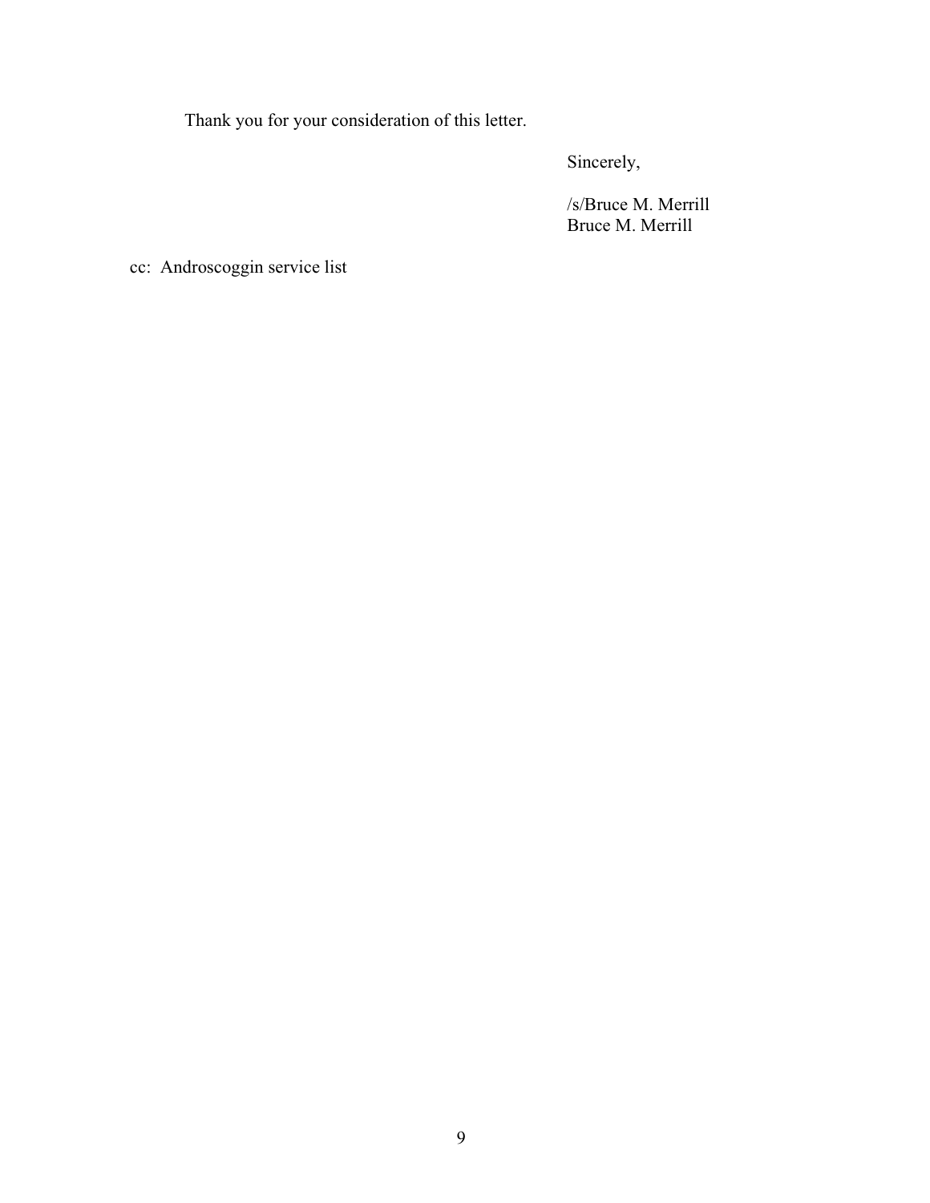Thank you for your consideration of this letter.

Sincerely,

/s/Bruce M. Merrill
Bruce M. Merrill

cc: Androscoggin service list